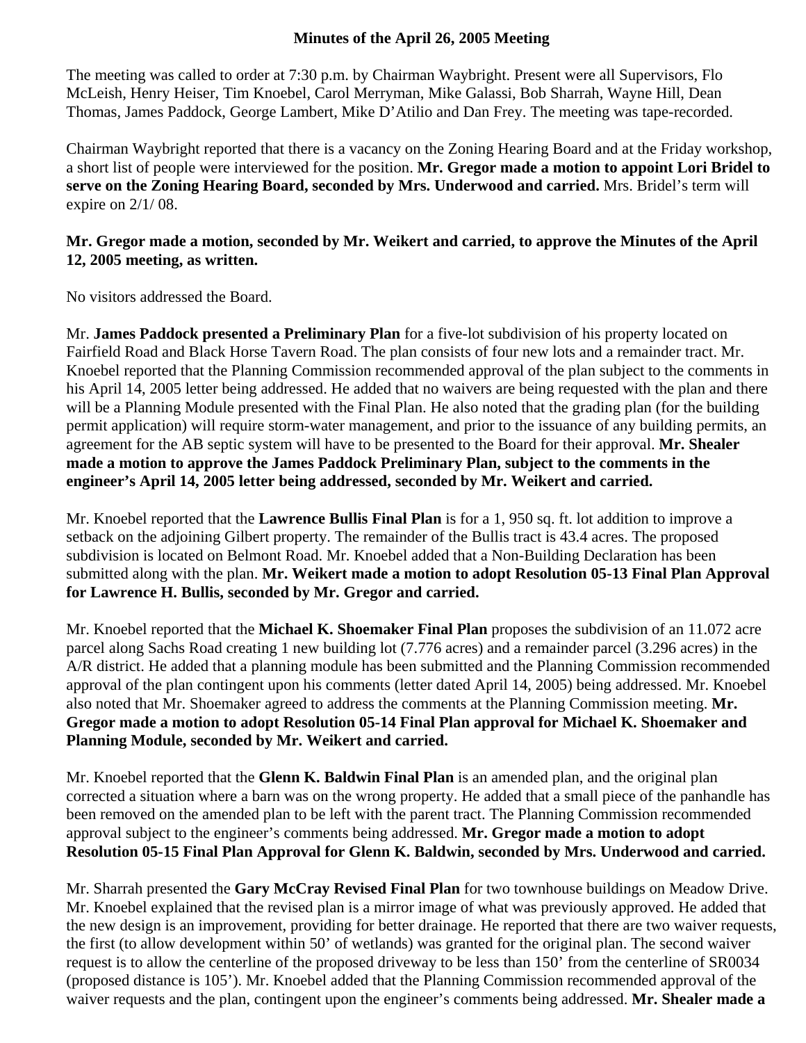**Minutes of the April 26, 2005 Meeting**

The meeting was called to order at 7:30 p.m. by Chairman Waybright. Present were all Supervisors, Flo McLeish, Henry Heiser, Tim Knoebel, Carol Merryman, Mike Galassi, Bob Sharrah, Wayne Hill, Dean Thomas, James Paddock, George Lambert, Mike D'Atilio and Dan Frey. The meeting was tape-recorded.

Chairman Waybright reported that there is a vacancy on the Zoning Hearing Board and at the Friday workshop, a short list of people were interviewed for the position. **Mr. Gregor made a motion to appoint Lori Bridel to serve on the Zoning Hearing Board, seconded by Mrs. Underwood and carried.** Mrs. Bridel's term will expire on 2/1/ 08.

**Mr. Gregor made a motion, seconded by Mr. Weikert and carried, to approve the Minutes of the April 12, 2005 meeting, as written.**

No visitors addressed the Board.

Mr. **James Paddock presented a Preliminary Plan** for a five-lot subdivision of his property located on Fairfield Road and Black Horse Tavern Road. The plan consists of four new lots and a remainder tract. Mr. Knoebel reported that the Planning Commission recommended approval of the plan subject to the comments in his April 14, 2005 letter being addressed. He added that no waivers are being requested with the plan and there will be a Planning Module presented with the Final Plan. He also noted that the grading plan (for the building permit application) will require storm-water management, and prior to the issuance of any building permits, an agreement for the AB septic system will have to be presented to the Board for their approval. **Mr. Shealer made a motion to approve the James Paddock Preliminary Plan, subject to the comments in the engineer's April 14, 2005 letter being addressed, seconded by Mr. Weikert and carried.**

Mr. Knoebel reported that the **Lawrence Bullis Final Plan** is for a 1, 950 sq. ft. lot addition to improve a setback on the adjoining Gilbert property. The remainder of the Bullis tract is 43.4 acres. The proposed subdivision is located on Belmont Road. Mr. Knoebel added that a Non-Building Declaration has been submitted along with the plan. **Mr. Weikert made a motion to adopt Resolution 05-13 Final Plan Approval for Lawrence H. Bullis, seconded by Mr. Gregor and carried.**

Mr. Knoebel reported that the **Michael K. Shoemaker Final Plan** proposes the subdivision of an 11.072 acre parcel along Sachs Road creating 1 new building lot (7.776 acres) and a remainder parcel (3.296 acres) in the A/R district. He added that a planning module has been submitted and the Planning Commission recommended approval of the plan contingent upon his comments (letter dated April 14, 2005) being addressed. Mr. Knoebel also noted that Mr. Shoemaker agreed to address the comments at the Planning Commission meeting. **Mr. Gregor made a motion to adopt Resolution 05-14 Final Plan approval for Michael K. Shoemaker and Planning Module, seconded by Mr. Weikert and carried.**

Mr. Knoebel reported that the **Glenn K. Baldwin Final Plan** is an amended plan, and the original plan corrected a situation where a barn was on the wrong property. He added that a small piece of the panhandle has been removed on the amended plan to be left with the parent tract. The Planning Commission recommended approval subject to the engineer's comments being addressed. **Mr. Gregor made a motion to adopt Resolution 05-15 Final Plan Approval for Glenn K. Baldwin, seconded by Mrs. Underwood and carried.**

Mr. Sharrah presented the **Gary McCray Revised Final Plan** for two townhouse buildings on Meadow Drive. Mr. Knoebel explained that the revised plan is a mirror image of what was previously approved. He added that the new design is an improvement, providing for better drainage. He reported that there are two waiver requests, the first (to allow development within 50' of wetlands) was granted for the original plan. The second waiver request is to allow the centerline of the proposed driveway to be less than 150' from the centerline of SR0034 (proposed distance is 105'). Mr. Knoebel added that the Planning Commission recommended approval of the waiver requests and the plan, contingent upon the engineer's comments being addressed. **Mr. Shealer made a**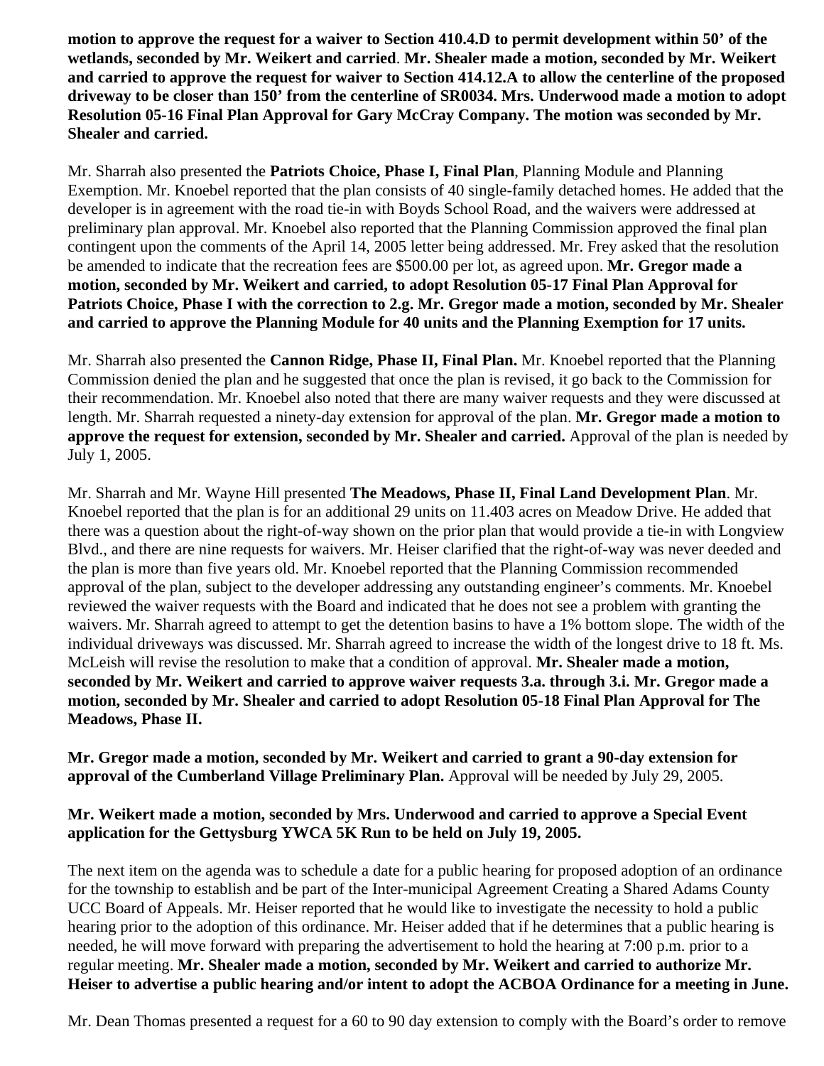**motion to approve the request for a waiver to Section 410.4.D to permit development within 50' of the wetlands, seconded by Mr. Weikert and carried**. **Mr. Shealer made a motion, seconded by Mr. Weikert and carried to approve the request for waiver to Section 414.12.A to allow the centerline of the proposed driveway to be closer than 150' from the centerline of SR0034. Mrs. Underwood made a motion to adopt Resolution 05-16 Final Plan Approval for Gary McCray Company. The motion was seconded by Mr. Shealer and carried.**

Mr. Sharrah also presented the **Patriots Choice, Phase I, Final Plan**, Planning Module and Planning Exemption. Mr. Knoebel reported that the plan consists of 40 single-family detached homes. He added that the developer is in agreement with the road tie-in with Boyds School Road, and the waivers were addressed at preliminary plan approval. Mr. Knoebel also reported that the Planning Commission approved the final plan contingent upon the comments of the April 14, 2005 letter being addressed. Mr. Frey asked that the resolution be amended to indicate that the recreation fees are $500.00 per lot, as agreed upon. **Mr. Gregor made a motion, seconded by Mr. Weikert and carried, to adopt Resolution 05-17 Final Plan Approval for Patriots Choice, Phase I with the correction to 2.g. Mr. Gregor made a motion, seconded by Mr. Shealer and carried to approve the Planning Module for 40 units and the Planning Exemption for 17 units.**

Mr. Sharrah also presented the **Cannon Ridge, Phase II, Final Plan.** Mr. Knoebel reported that the Planning Commission denied the plan and he suggested that once the plan is revised, it go back to the Commission for their recommendation. Mr. Knoebel also noted that there are many waiver requests and they were discussed at length. Mr. Sharrah requested a ninety-day extension for approval of the plan. **Mr. Gregor made a motion to approve the request for extension, seconded by Mr. Shealer and carried.** Approval of the plan is needed by July 1, 2005.

Mr. Sharrah and Mr. Wayne Hill presented **The Meadows, Phase II, Final Land Development Plan**. Mr. Knoebel reported that the plan is for an additional 29 units on 11.403 acres on Meadow Drive. He added that there was a question about the right-of-way shown on the prior plan that would provide a tie-in with Longview Blvd., and there are nine requests for waivers. Mr. Heiser clarified that the right-of-way was never deeded and the plan is more than five years old. Mr. Knoebel reported that the Planning Commission recommended approval of the plan, subject to the developer addressing any outstanding engineer's comments. Mr. Knoebel reviewed the waiver requests with the Board and indicated that he does not see a problem with granting the waivers. Mr. Sharrah agreed to attempt to get the detention basins to have a 1% bottom slope. The width of the individual driveways was discussed. Mr. Sharrah agreed to increase the width of the longest drive to 18 ft. Ms. McLeish will revise the resolution to make that a condition of approval. **Mr. Shealer made a motion, seconded by Mr. Weikert and carried to approve waiver requests 3.a. through 3.i. Mr. Gregor made a motion, seconded by Mr. Shealer and carried to adopt Resolution 05-18 Final Plan Approval for The Meadows, Phase II.**

**Mr. Gregor made a motion, seconded by Mr. Weikert and carried to grant a 90-day extension for approval of the Cumberland Village Preliminary Plan.** Approval will be needed by July 29, 2005.

**Mr. Weikert made a motion, seconded by Mrs. Underwood and carried to approve a Special Event application for the Gettysburg YWCA 5K Run to be held on July 19, 2005.**

The next item on the agenda was to schedule a date for a public hearing for proposed adoption of an ordinance for the township to establish and be part of the Inter-municipal Agreement Creating a Shared Adams County UCC Board of Appeals. Mr. Heiser reported that he would like to investigate the necessity to hold a public hearing prior to the adoption of this ordinance. Mr. Heiser added that if he determines that a public hearing is needed, he will move forward with preparing the advertisement to hold the hearing at 7:00 p.m. prior to a regular meeting. **Mr. Shealer made a motion, seconded by Mr. Weikert and carried to authorize Mr. Heiser to advertise a public hearing and/or intent to adopt the ACBOA Ordinance for a meeting in June.**

Mr. Dean Thomas presented a request for a 60 to 90 day extension to comply with the Board's order to remove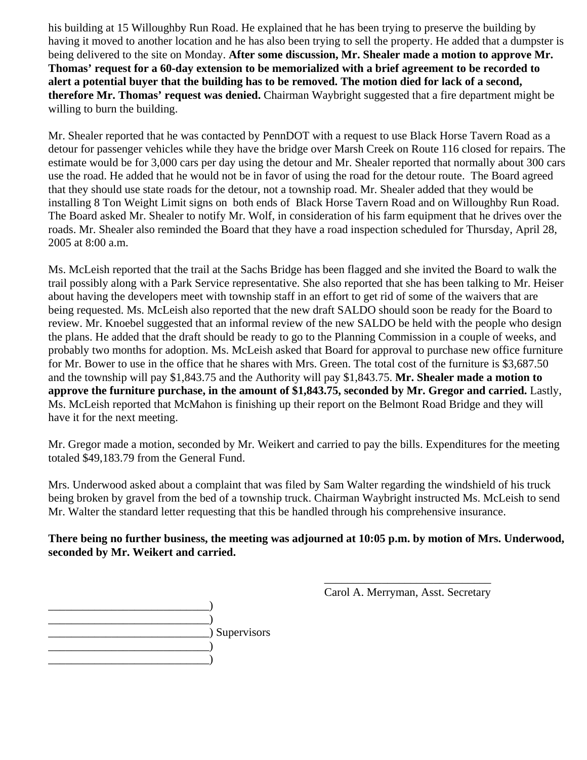his building at 15 Willoughby Run Road. He explained that he has been trying to preserve the building by having it moved to another location and he has also been trying to sell the property. He added that a dumpster is being delivered to the site on Monday. **After some discussion, Mr. Shealer made a motion to approve Mr. Thomas' request for a 60-day extension to be memorialized with a brief agreement to be recorded to alert a potential buyer that the building has to be removed. The motion died for lack of a second, therefore Mr. Thomas' request was denied.** Chairman Waybright suggested that a fire department might be willing to burn the building.

Mr. Shealer reported that he was contacted by PennDOT with a request to use Black Horse Tavern Road as a detour for passenger vehicles while they have the bridge over Marsh Creek on Route 116 closed for repairs. The estimate would be for 3,000 cars per day using the detour and Mr. Shealer reported that normally about 300 cars use the road. He added that he would not be in favor of using the road for the detour route. The Board agreed that they should use state roads for the detour, not a township road. Mr. Shealer added that they would be installing 8 Ton Weight Limit signs on both ends of Black Horse Tavern Road and on Willoughby Run Road. The Board asked Mr. Shealer to notify Mr. Wolf, in consideration of his farm equipment that he drives over the roads. Mr. Shealer also reminded the Board that they have a road inspection scheduled for Thursday, April 28, 2005 at 8:00 a.m.

Ms. McLeish reported that the trail at the Sachs Bridge has been flagged and she invited the Board to walk the trail possibly along with a Park Service representative. She also reported that she has been talking to Mr. Heiser about having the developers meet with township staff in an effort to get rid of some of the waivers that are being requested. Ms. McLeish also reported that the new draft SALDO should soon be ready for the Board to review. Mr. Knoebel suggested that an informal review of the new SALDO be held with the people who design the plans. He added that the draft should be ready to go to the Planning Commission in a couple of weeks, and probably two months for adoption. Ms. McLeish asked that Board for approval to purchase new office furniture for Mr. Bower to use in the office that he shares with Mrs. Green. The total cost of the furniture is $3,687.50 and the township will pay $1,843.75 and the Authority will pay $1,843.75. **Mr. Shealer made a motion to approve the furniture purchase, in the amount of $1,843.75, seconded by Mr. Gregor and carried.** Lastly, Ms. McLeish reported that McMahon is finishing up their report on the Belmont Road Bridge and they will have it for the next meeting.

Mr. Gregor made a motion, seconded by Mr. Weikert and carried to pay the bills. Expenditures for the meeting totaled $49,183.79 from the General Fund.

Mrs. Underwood asked about a complaint that was filed by Sam Walter regarding the windshield of his truck being broken by gravel from the bed of a township truck. Chairman Waybright instructed Ms. McLeish to send Mr. Walter the standard letter requesting that this be handled through his comprehensive insurance.

**There being no further business, the meeting was adjourned at 10:05 p.m. by motion of Mrs. Underwood, seconded by Mr. Weikert and carried.**

\_\_\_\_\_\_\_\_\_\_\_\_\_\_\_\_\_\_\_\_\_\_\_\_\_\_\_\_\_\_
Carol A. Merryman, Asst. Secretary

\_\_\_\_\_\_\_\_\_\_\_\_\_\_\_\_\_\_\_\_\_\_\_\_\_\_\_\_)
\_\_\_\_\_\_\_\_\_\_\_\_\_\_\_\_\_\_\_\_\_\_\_\_\_\_\_\_)
\_\_\_\_\_\_\_\_\_\_\_\_\_\_\_\_\_\_\_\_\_\_\_\_\_\_\_\_) Supervisors
\_\_\_\_\_\_\_\_\_\_\_\_\_\_\_\_\_\_\_\_\_\_\_\_\_\_\_\_)
\_\_\_\_\_\_\_\_\_\_\_\_\_\_\_\_\_\_\_\_\_\_\_\_\_\_\_\_)